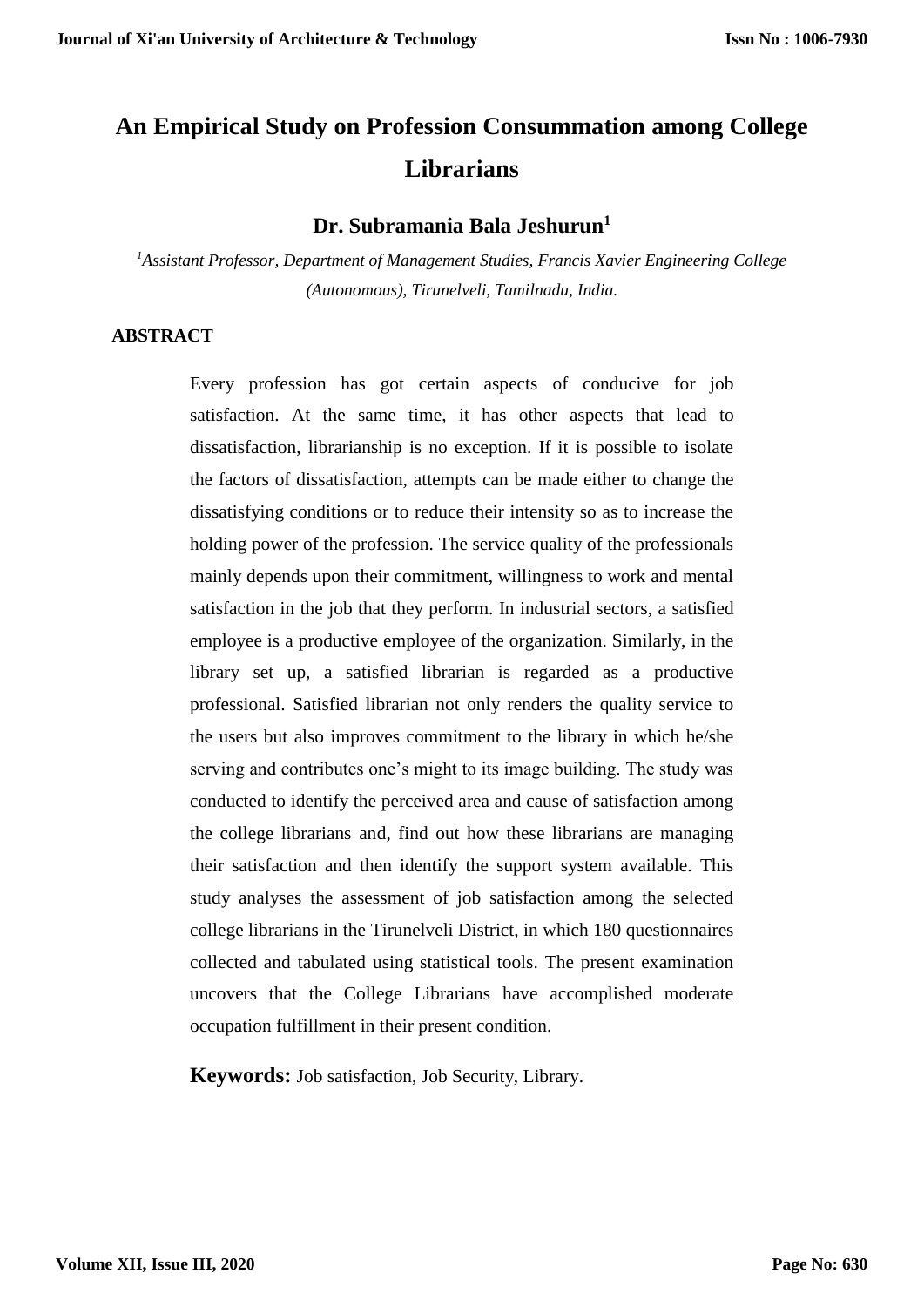# An Empirical Study on Profession Consummation among College Librarians

**Dr. Subramania Bala Jeshurun[1]**

[1] *Assistant Professor, Department of Management Studies, Francis Xavier Engineering College (Autonomous), Tirunelveli, Tamilnadu, India.*

## ABSTRACT

Every profession has got certain aspects of conducive for job satisfaction. At the same time, it has other aspects that lead to dissatisfaction, librarianship is no exception. If it is possible to isolate the factors of dissatisfaction, attempts can be made either to change the dissatisfying conditions or to reduce their intensity so as to increase the holding power of the profession. The service quality of the professionals mainly depends upon their commitment, willingness to work and mental satisfaction in the job that they perform. In industrial sectors, a satisfied employee is a productive employee of the organization. Similarly, in the library set up, a satisfied librarian is regarded as a productive professional. Satisfied librarian not only renders the quality service to the users but also improves commitment to the library in which he/she serving and contributes one's might to its image building. The study was conducted to identify the perceived area and cause of satisfaction among the college librarians and, find out how these librarians are managing their satisfaction and then identify the support system available. This study analyses the assessment of job satisfaction among the selected college librarians in the Tirunelveli District, in which 180 questionnaires collected and tabulated using statistical tools. The present examination uncovers that the College Librarians have accomplished moderate occupation fulfillment in their present condition.

**Keywords:** Job satisfaction, Job Security, Library.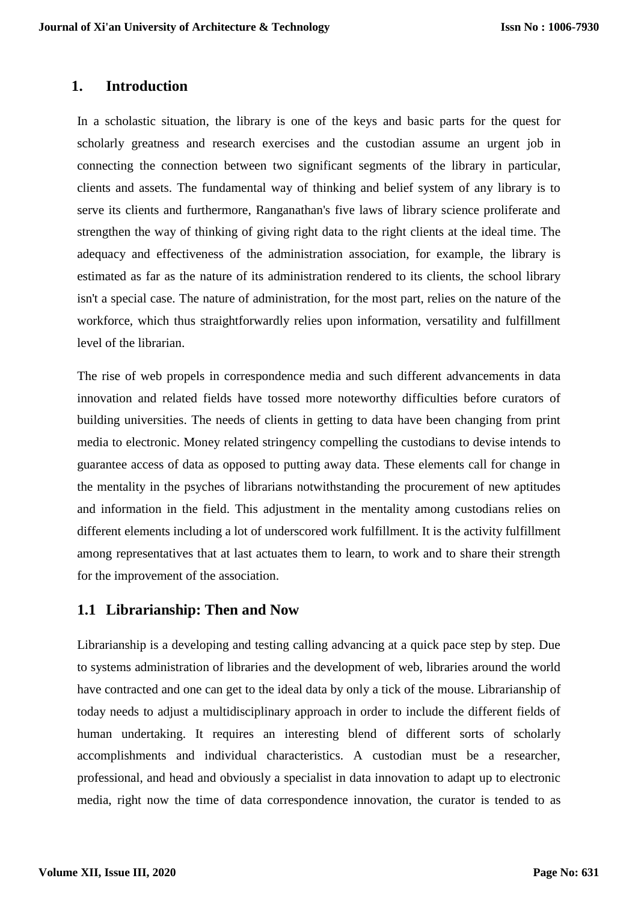## 1. Introduction

In a scholastic situation, the library is one of the keys and basic parts for the quest for scholarly greatness and research exercises and the custodian assume an urgent job in connecting the connection between two significant segments of the library in particular, clients and assets. The fundamental way of thinking and belief system of any library is to serve its clients and furthermore, Ranganathan's five laws of library science proliferate and strengthen the way of thinking of giving right data to the right clients at the ideal time. The adequacy and effectiveness of the administration association, for example, the library is estimated as far as the nature of its administration rendered to its clients, the school library isn't a special case. The nature of administration, for the most part, relies on the nature of the workforce, which thus straightforwardly relies upon information, versatility and fulfillment level of the librarian.

The rise of web propels in correspondence media and such different advancements in data innovation and related fields have tossed more noteworthy difficulties before curators of building universities. The needs of clients in getting to data have been changing from print media to electronic. Money related stringency compelling the custodians to devise intends to guarantee access of data as opposed to putting away data. These elements call for change in the mentality in the psyches of librarians notwithstanding the procurement of new aptitudes and information in the field. This adjustment in the mentality among custodians relies on different elements including a lot of underscored work fulfillment. It is the activity fulfillment among representatives that at last actuates them to learn, to work and to share their strength for the improvement of the association.

### 1.1 Librarianship: Then and Now

Librarianship is a developing and testing calling advancing at a quick pace step by step. Due to systems administration of libraries and the development of web, libraries around the world have contracted and one can get to the ideal data by only a tick of the mouse. Librarianship of today needs to adjust a multidisciplinary approach in order to include the different fields of human undertaking. It requires an interesting blend of different sorts of scholarly accomplishments and individual characteristics. A custodian must be a researcher, professional, and head and obviously a specialist in data innovation to adapt up to electronic media, right now the time of data correspondence innovation, the curator is tended to as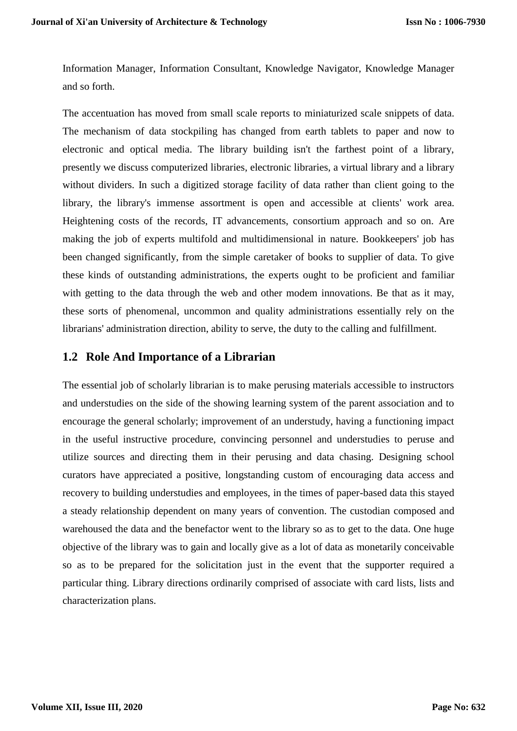Information Manager, Information Consultant, Knowledge Navigator, Knowledge Manager and so forth.

The accentuation has moved from small scale reports to miniaturized scale snippets of data. The mechanism of data stockpiling has changed from earth tablets to paper and now to electronic and optical media. The library building isn't the farthest point of a library, presently we discuss computerized libraries, electronic libraries, a virtual library and a library without dividers. In such a digitized storage facility of data rather than client going to the library, the library's immense assortment is open and accessible at clients' work area. Heightening costs of the records, IT advancements, consortium approach and so on. Are making the job of experts multifold and multidimensional in nature. Bookkeepers' job has been changed significantly, from the simple caretaker of books to supplier of data. To give these kinds of outstanding administrations, the experts ought to be proficient and familiar with getting to the data through the web and other modem innovations. Be that as it may, these sorts of phenomenal, uncommon and quality administrations essentially rely on the librarians' administration direction, ability to serve, the duty to the calling and fulfillment.

## 1.2 Role And Importance of a Librarian

The essential job of scholarly librarian is to make perusing materials accessible to instructors and understudies on the side of the showing learning system of the parent association and to encourage the general scholarly; improvement of an understudy, having a functioning impact in the useful instructive procedure, convincing personnel and understudies to peruse and utilize sources and directing them in their perusing and data chasing. Designing school curators have appreciated a positive, longstanding custom of encouraging data access and recovery to building understudies and employees, in the times of paper-based data this stayed a steady relationship dependent on many years of convention. The custodian composed and warehoused the data and the benefactor went to the library so as to get to the data. One huge objective of the library was to gain and locally give as a lot of data as monetarily conceivable so as to be prepared for the solicitation just in the event that the supporter required a particular thing. Library directions ordinarily comprised of associate with card lists, lists and characterization plans.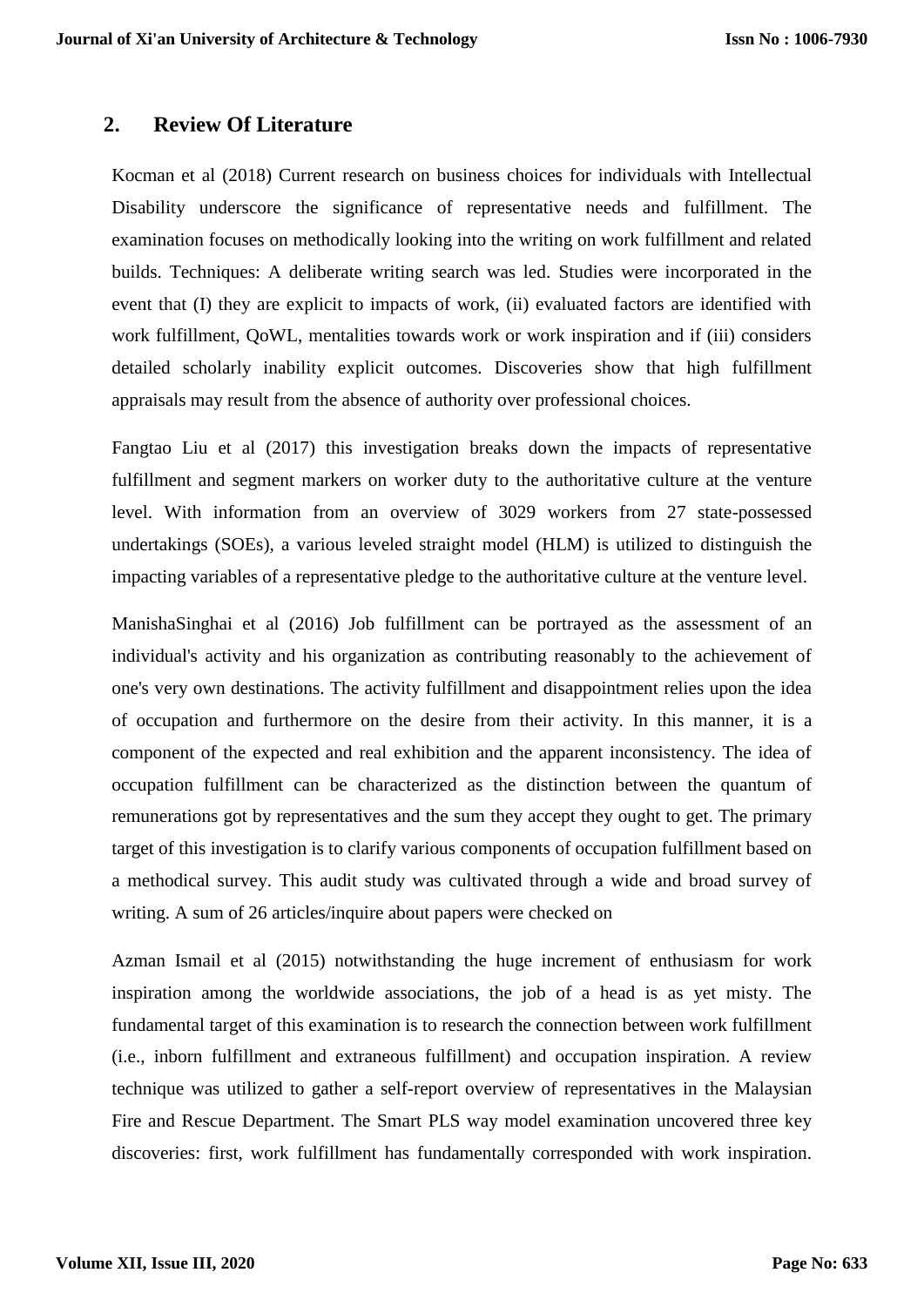## 2. Review Of Literature

Kocman et al (2018) Current research on business choices for individuals with Intellectual Disability underscore the significance of representative needs and fulfillment. The examination focuses on methodically looking into the writing on work fulfillment and related builds. Techniques: A deliberate writing search was led. Studies were incorporated in the event that (I) they are explicit to impacts of work, (ii) evaluated factors are identified with work fulfillment, QoWL, mentalities towards work or work inspiration and if (iii) considers detailed scholarly inability explicit outcomes. Discoveries show that high fulfillment appraisals may result from the absence of authority over professional choices.

Fangtao Liu et al (2017) this investigation breaks down the impacts of representative fulfillment and segment markers on worker duty to the authoritative culture at the venture level. With information from an overview of 3029 workers from 27 state-possessed undertakings (SOEs), a various leveled straight model (HLM) is utilized to distinguish the impacting variables of a representative pledge to the authoritative culture at the venture level.

ManishaSinghai et al (2016) Job fulfillment can be portrayed as the assessment of an individual's activity and his organization as contributing reasonably to the achievement of one's very own destinations. The activity fulfillment and disappointment relies upon the idea of occupation and furthermore on the desire from their activity. In this manner, it is a component of the expected and real exhibition and the apparent inconsistency. The idea of occupation fulfillment can be characterized as the distinction between the quantum of remunerations got by representatives and the sum they accept they ought to get. The primary target of this investigation is to clarify various components of occupation fulfillment based on a methodical survey. This audit study was cultivated through a wide and broad survey of writing. A sum of 26 articles/inquire about papers were checked on

Azman Ismail et al (2015) notwithstanding the huge increment of enthusiasm for work inspiration among the worldwide associations, the job of a head is as yet misty. The fundamental target of this examination is to research the connection between work fulfillment (i.e., inborn fulfillment and extraneous fulfillment) and occupation inspiration. A review technique was utilized to gather a self-report overview of representatives in the Malaysian Fire and Rescue Department. The Smart PLS way model examination uncovered three key discoveries: first, work fulfillment has fundamentally corresponded with work inspiration.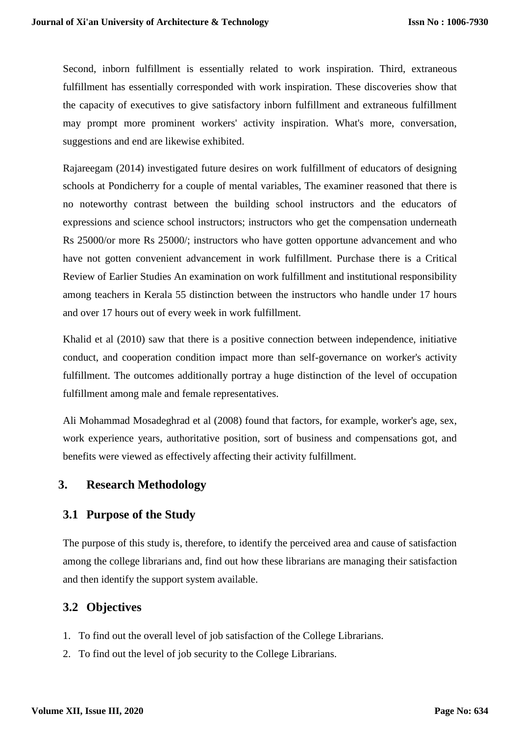Second, inborn fulfillment is essentially related to work inspiration. Third, extraneous fulfillment has essentially corresponded with work inspiration. These discoveries show that the capacity of executives to give satisfactory inborn fulfillment and extraneous fulfillment may prompt more prominent workers' activity inspiration. What's more, conversation, suggestions and end are likewise exhibited.

Rajareegam (2014) investigated future desires on work fulfillment of educators of designing schools at Pondicherry for a couple of mental variables, The examiner reasoned that there is no noteworthy contrast between the building school instructors and the educators of expressions and science school instructors; instructors who get the compensation underneath Rs 25000/or more Rs 25000/; instructors who have gotten opportune advancement and who have not gotten convenient advancement in work fulfillment. Purchase there is a Critical Review of Earlier Studies An examination on work fulfillment and institutional responsibility among teachers in Kerala 55 distinction between the instructors who handle under 17 hours and over 17 hours out of every week in work fulfillment.

Khalid et al (2010) saw that there is a positive connection between independence, initiative conduct, and cooperation condition impact more than self-governance on worker's activity fulfillment. The outcomes additionally portray a huge distinction of the level of occupation fulfillment among male and female representatives.

Ali Mohammad Mosadeghrad et al (2008) found that factors, for example, worker's age, sex, work experience years, authoritative position, sort of business and compensations got, and benefits were viewed as effectively affecting their activity fulfillment.

## 3. Research Methodology

### 3.1 Purpose of the Study

The purpose of this study is, therefore, to identify the perceived area and cause of satisfaction among the college librarians and, find out how these librarians are managing their satisfaction and then identify the support system available.

### 3.2 Objectives

1. To find out the overall level of job satisfaction of the College Librarians.
2. To find out the level of job security to the College Librarians.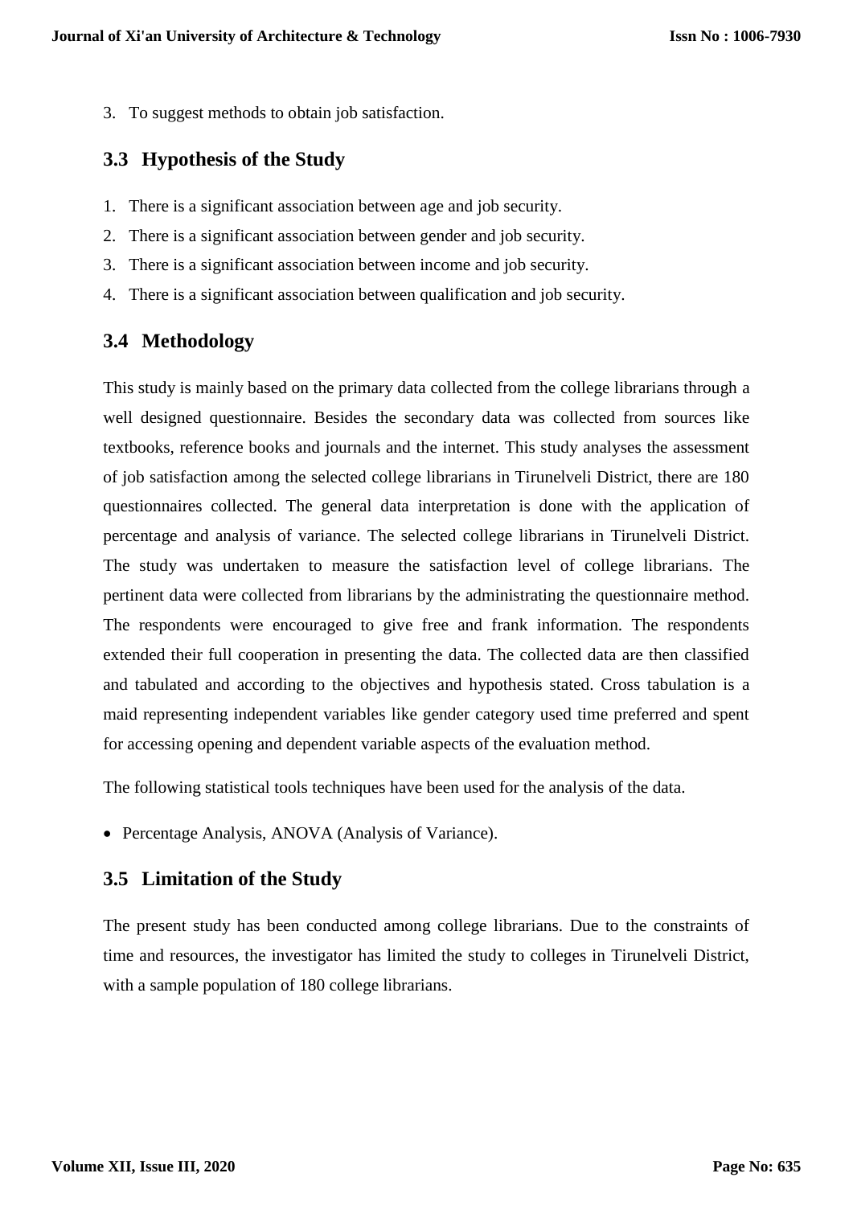3. To suggest methods to obtain job satisfaction.

## 3.3 Hypothesis of the Study

1. There is a significant association between age and job security.
2. There is a significant association between gender and job security.
3. There is a significant association between income and job security.
4. There is a significant association between qualification and job security.

## 3.4 Methodology

This study is mainly based on the primary data collected from the college librarians through a well designed questionnaire. Besides the secondary data was collected from sources like textbooks, reference books and journals and the internet. This study analyses the assessment of job satisfaction among the selected college librarians in Tirunelveli District, there are 180 questionnaires collected. The general data interpretation is done with the application of percentage and analysis of variance. The selected college librarians in Tirunelveli District. The study was undertaken to measure the satisfaction level of college librarians. The pertinent data were collected from librarians by the administrating the questionnaire method. The respondents were encouraged to give free and frank information. The respondents extended their full cooperation in presenting the data. The collected data are then classified and tabulated and according to the objectives and hypothesis stated. Cross tabulation is a maid representing independent variables like gender category used time preferred and spent for accessing opening and dependent variable aspects of the evaluation method.

The following statistical tools techniques have been used for the analysis of the data.

- Percentage Analysis, ANOVA (Analysis of Variance).

## 3.5 Limitation of the Study

The present study has been conducted among college librarians. Due to the constraints of time and resources, the investigator has limited the study to colleges in Tirunelveli District, with a sample population of 180 college librarians.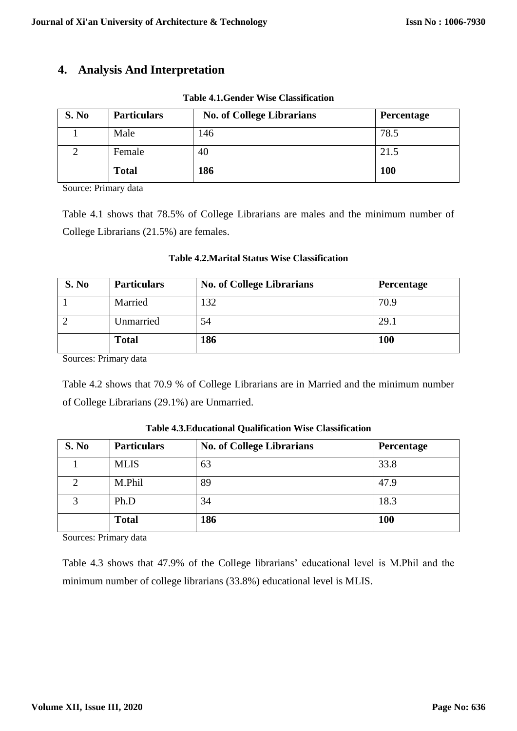## 4. Analysis And Interpretation

**Table 4.1.Gender Wise Classification**

| S. No | Particulars | No. of College Librarians | Percentage |
|---|---|---|---|
| 1 | Male | 146 | 78.5 |
| 2 | Female | 40 | 21.5 |
| | **Total** | **186** | **100** |

Source: Primary data

Table 4.1 shows that 78.5% of College Librarians are males and the minimum number of College Librarians (21.5%) are females.

**Table 4.2.Marital Status Wise Classification**

| S. No | Particulars | No. of College Librarians | Percentage |
|---|---|---|---|
| 1 | Married | 132 | 70.9 |
| 2 | Unmarried | 54 | 29.1 |
| | **Total** | **186** | **100** |

Sources: Primary data

Table 4.2 shows that 70.9 % of College Librarians are in Married and the minimum number of College Librarians (29.1%) are Unmarried.

**Table 4.3.Educational Qualification Wise Classification**

| S. No | Particulars | No. of College Librarians | Percentage |
|---|---|---|---|
| 1 | MLIS | 63 | 33.8 |
| 2 | M.Phil | 89 | 47.9 |
| 3 | Ph.D | 34 | 18.3 |
| | **Total** | **186** | **100** |

Sources: Primary data

Table 4.3 shows that 47.9% of the College librarians' educational level is M.Phil and the minimum number of college librarians (33.8%) educational level is MLIS.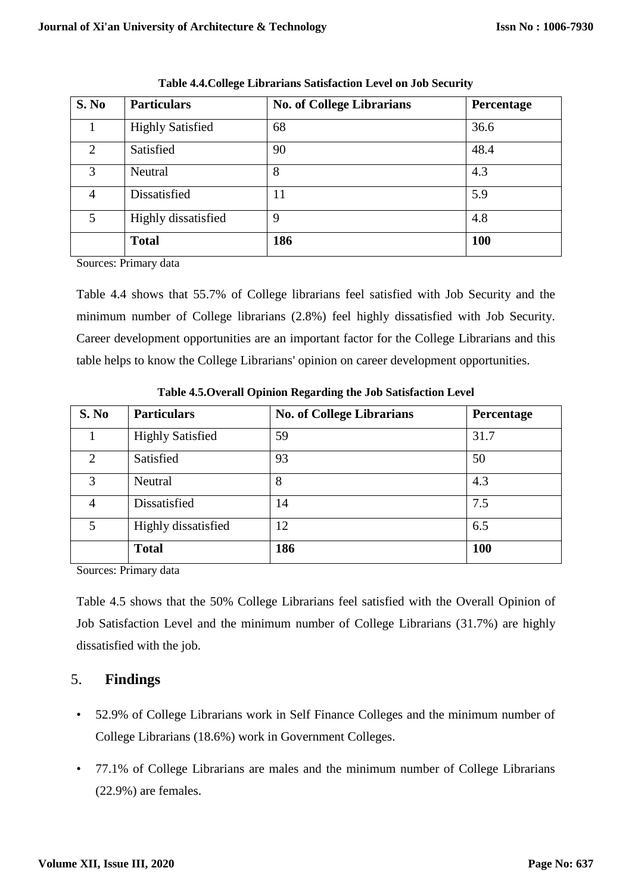**Table 4.4.College Librarians Satisfaction Level on Job Security**

| S. No | Particulars | No. of College Librarians | Percentage |
|---|---|---|---|
| 1 | Highly Satisfied | 68 | 36.6 |
| 2 | Satisfied | 90 | 48.4 |
| 3 | Neutral | 8 | 4.3 |
| 4 | Dissatisfied | 11 | 5.9 |
| 5 | Highly dissatisfied | 9 | 4.8 |
| | **Total** | **186** | **100** |

Sources: Primary data

Table 4.4 shows that 55.7% of College librarians feel satisfied with Job Security and the minimum number of College librarians (2.8%) feel highly dissatisfied with Job Security. Career development opportunities are an important factor for the College Librarians and this table helps to know the College Librarians' opinion on career development opportunities.

**Table 4.5.Overall Opinion Regarding the Job Satisfaction Level**

| S. No | Particulars | No. of College Librarians | Percentage |
|---|---|---|---|
| 1 | Highly Satisfied | 59 | 31.7 |
| 2 | Satisfied | 93 | 50 |
| 3 | Neutral | 8 | 4.3 |
| 4 | Dissatisfied | 14 | 7.5 |
| 5 | Highly dissatisfied | 12 | 6.5 |
| | **Total** | **186** | **100** |

Sources: Primary data

Table 4.5 shows that the 50% College Librarians feel satisfied with the Overall Opinion of Job Satisfaction Level and the minimum number of College Librarians (31.7%) are highly dissatisfied with the job.

## 5. Findings

- 52.9% of College Librarians work in Self Finance Colleges and the minimum number of College Librarians (18.6%) work in Government Colleges.
- 77.1% of College Librarians are males and the minimum number of College Librarians (22.9%) are females.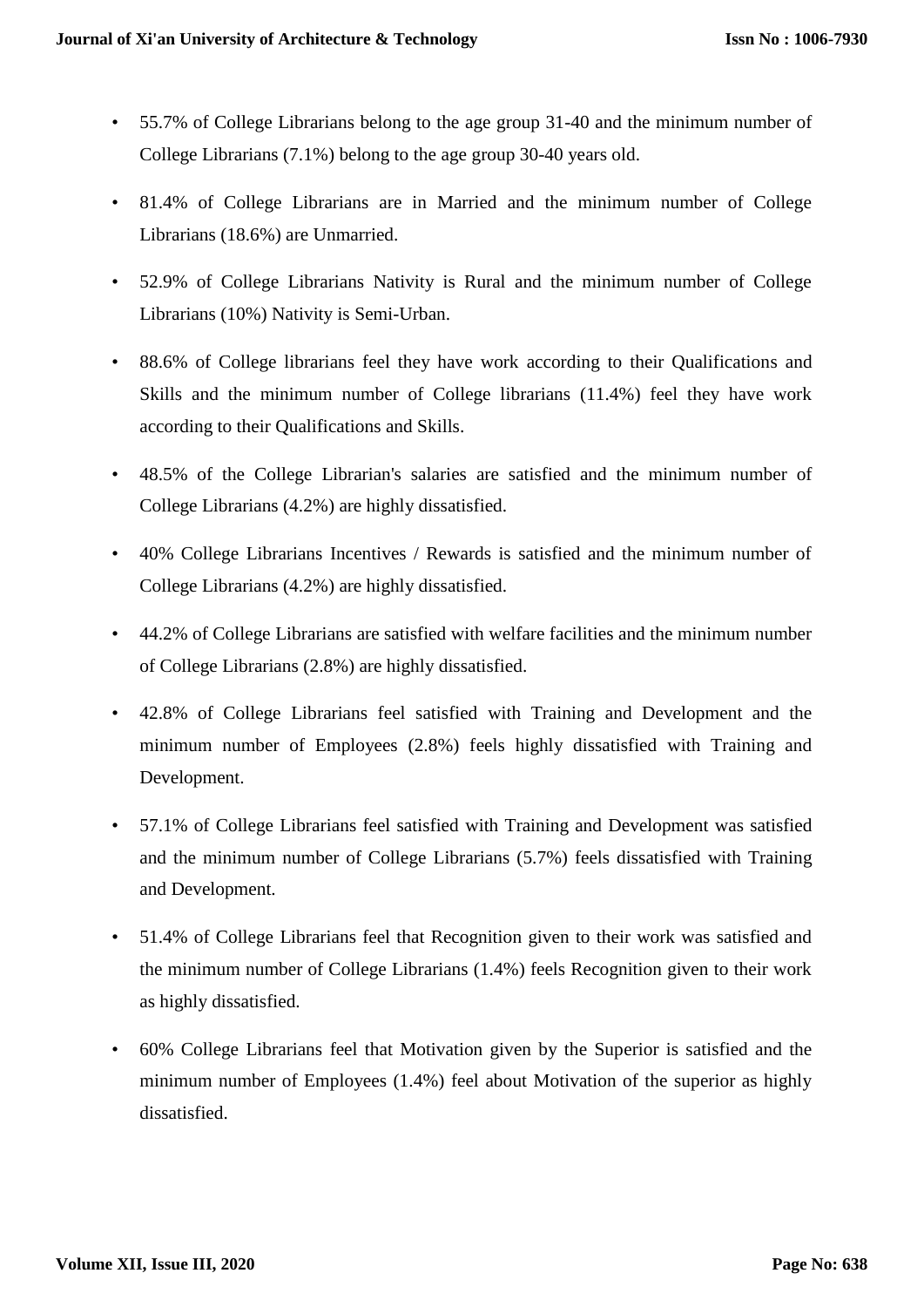- 55.7% of College Librarians belong to the age group 31-40 and the minimum number of College Librarians (7.1%) belong to the age group 30-40 years old.
- 81.4% of College Librarians are in Married and the minimum number of College Librarians (18.6%) are Unmarried.
- 52.9% of College Librarians Nativity is Rural and the minimum number of College Librarians (10%) Nativity is Semi-Urban.
- 88.6% of College librarians feel they have work according to their Qualifications and Skills and the minimum number of College librarians (11.4%) feel they have work according to their Qualifications and Skills.
- 48.5% of the College Librarian's salaries are satisfied and the minimum number of College Librarians (4.2%) are highly dissatisfied.
- 40% College Librarians Incentives / Rewards is satisfied and the minimum number of College Librarians (4.2%) are highly dissatisfied.
- 44.2% of College Librarians are satisfied with welfare facilities and the minimum number of College Librarians (2.8%) are highly dissatisfied.
- 42.8% of College Librarians feel satisfied with Training and Development and the minimum number of Employees (2.8%) feels highly dissatisfied with Training and Development.
- 57.1% of College Librarians feel satisfied with Training and Development was satisfied and the minimum number of College Librarians (5.7%) feels dissatisfied with Training and Development.
- 51.4% of College Librarians feel that Recognition given to their work was satisfied and the minimum number of College Librarians (1.4%) feels Recognition given to their work as highly dissatisfied.
- 60% College Librarians feel that Motivation given by the Superior is satisfied and the minimum number of Employees (1.4%) feel about Motivation of the superior as highly dissatisfied.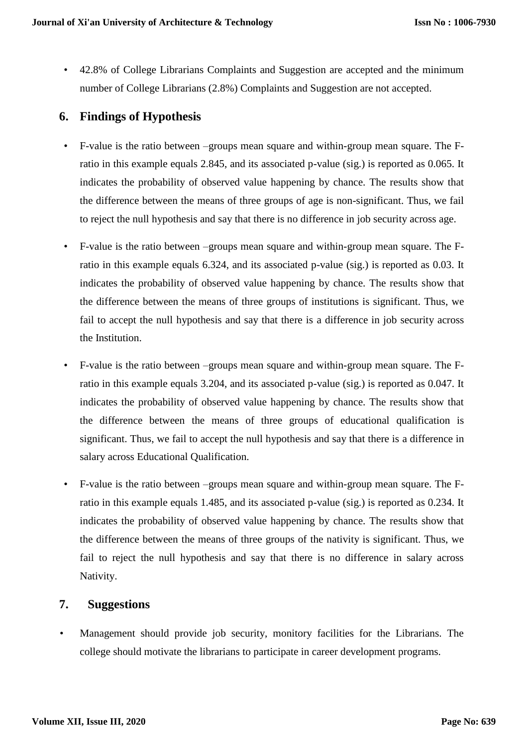- 42.8% of College Librarians Complaints and Suggestion are accepted and the minimum number of College Librarians (2.8%) Complaints and Suggestion are not accepted.

## 6. Findings of Hypothesis

- F-value is the ratio between –groups mean square and within-group mean square. The F-ratio in this example equals 2.845, and its associated p-value (sig.) is reported as 0.065. It indicates the probability of observed value happening by chance. The results show that the difference between the means of three groups of age is non-significant. Thus, we fail to reject the null hypothesis and say that there is no difference in job security across age.

- F-value is the ratio between –groups mean square and within-group mean square. The F-ratio in this example equals 6.324, and its associated p-value (sig.) is reported as 0.03. It indicates the probability of observed value happening by chance. The results show that the difference between the means of three groups of institutions is significant. Thus, we fail to accept the null hypothesis and say that there is a difference in job security across the Institution.

- F-value is the ratio between –groups mean square and within-group mean square. The F-ratio in this example equals 3.204, and its associated p-value (sig.) is reported as 0.047. It indicates the probability of observed value happening by chance. The results show that the difference between the means of three groups of educational qualification is significant. Thus, we fail to accept the null hypothesis and say that there is a difference in salary across Educational Qualification.

- F-value is the ratio between –groups mean square and within-group mean square. The F-ratio in this example equals 1.485, and its associated p-value (sig.) is reported as 0.234. It indicates the probability of observed value happening by chance. The results show that the difference between the means of three groups of the nativity is significant. Thus, we fail to reject the null hypothesis and say that there is no difference in salary across Nativity.

## 7. Suggestions

- Management should provide job security, monitory facilities for the Librarians. The college should motivate the librarians to participate in career development programs.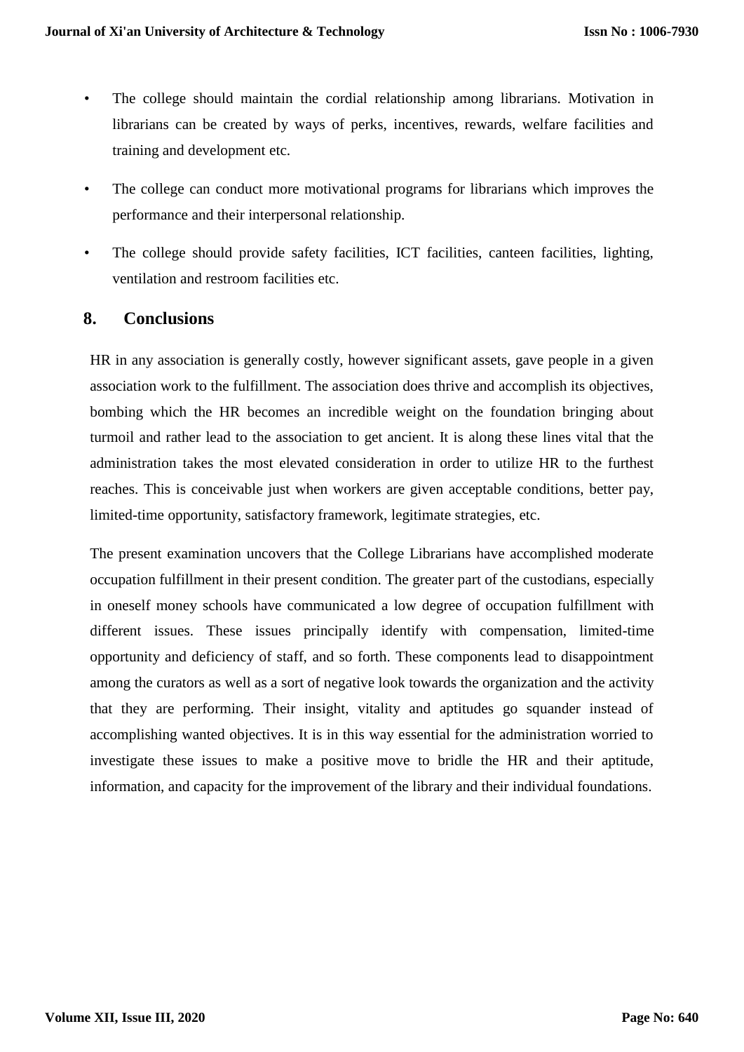- The college should maintain the cordial relationship among librarians. Motivation in librarians can be created by ways of perks, incentives, rewards, welfare facilities and training and development etc.
- The college can conduct more motivational programs for librarians which improves the performance and their interpersonal relationship.
- The college should provide safety facilities, ICT facilities, canteen facilities, lighting, ventilation and restroom facilities etc.

## 8. Conclusions

HR in any association is generally costly, however significant assets, gave people in a given association work to the fulfillment. The association does thrive and accomplish its objectives, bombing which the HR becomes an incredible weight on the foundation bringing about turmoil and rather lead to the association to get ancient. It is along these lines vital that the administration takes the most elevated consideration in order to utilize HR to the furthest reaches. This is conceivable just when workers are given acceptable conditions, better pay, limited-time opportunity, satisfactory framework, legitimate strategies, etc.

The present examination uncovers that the College Librarians have accomplished moderate occupation fulfillment in their present condition. The greater part of the custodians, especially in oneself money schools have communicated a low degree of occupation fulfillment with different issues. These issues principally identify with compensation, limited-time opportunity and deficiency of staff, and so forth. These components lead to disappointment among the curators as well as a sort of negative look towards the organization and the activity that they are performing. Their insight, vitality and aptitudes go squander instead of accomplishing wanted objectives. It is in this way essential for the administration worried to investigate these issues to make a positive move to bridle the HR and their aptitude, information, and capacity for the improvement of the library and their individual foundations.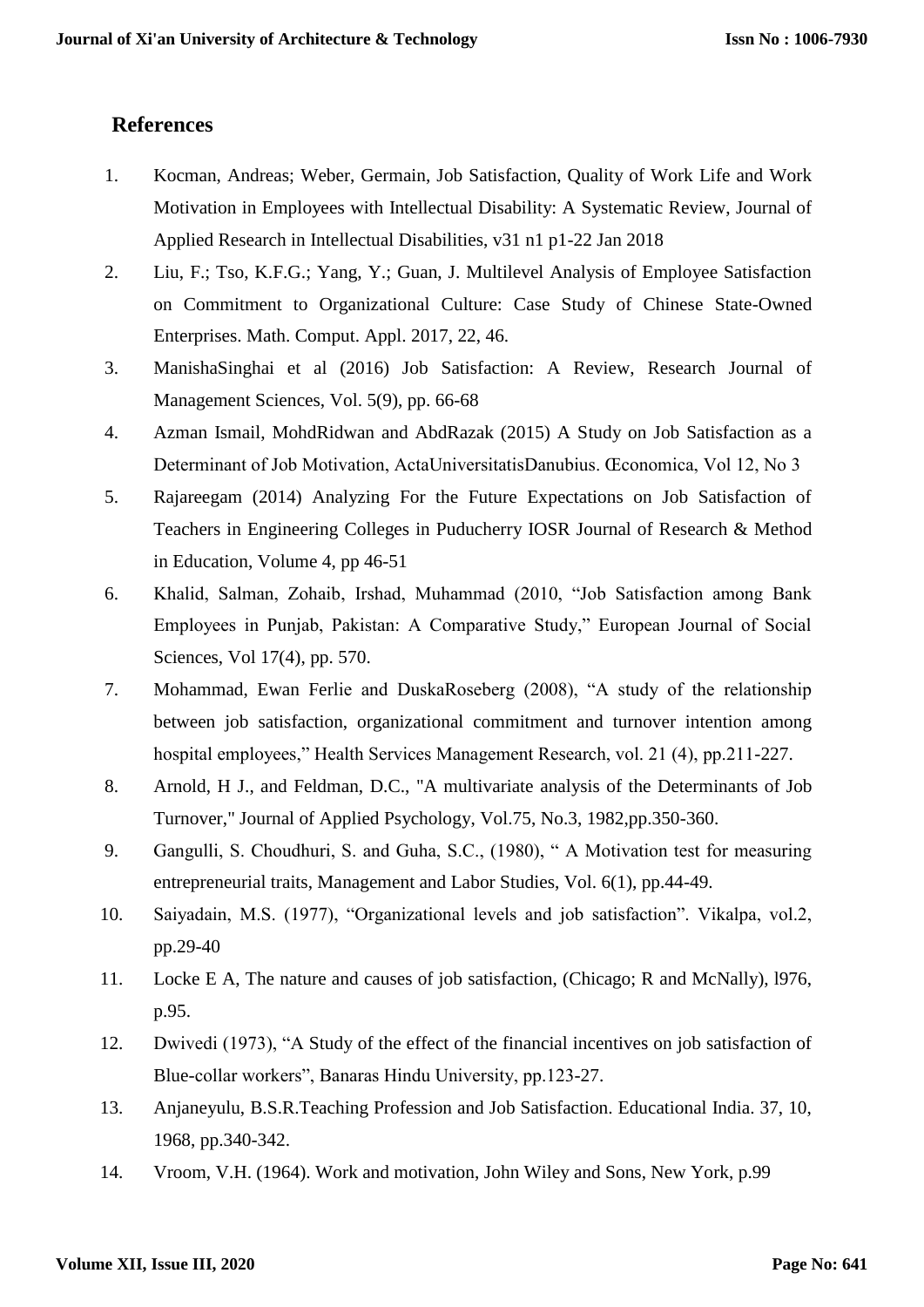## References

1. Kocman, Andreas; Weber, Germain, Job Satisfaction, Quality of Work Life and Work Motivation in Employees with Intellectual Disability: A Systematic Review, Journal of Applied Research in Intellectual Disabilities, v31 n1 p1-22 Jan 2018
2. Liu, F.; Tso, K.F.G.; Yang, Y.; Guan, J. Multilevel Analysis of Employee Satisfaction on Commitment to Organizational Culture: Case Study of Chinese State-Owned Enterprises. Math. Comput. Appl. 2017, 22, 46.
3. ManishaSinghai et al (2016) Job Satisfaction: A Review, Research Journal of Management Sciences, Vol. 5(9), pp. 66-68
4. Azman Ismail, MohdRidwan and AbdRazak (2015) A Study on Job Satisfaction as a Determinant of Job Motivation, ActaUniversitatisDanubius. Œconomica, Vol 12, No 3
5. Rajareegam (2014) Analyzing For the Future Expectations on Job Satisfaction of Teachers in Engineering Colleges in Puducherry IOSR Journal of Research & Method in Education, Volume 4, pp 46-51
6. Khalid, Salman, Zohaib, Irshad, Muhammad (2010, "Job Satisfaction among Bank Employees in Punjab, Pakistan: A Comparative Study," European Journal of Social Sciences, Vol 17(4), pp. 570.
7. Mohammad, Ewan Ferlie and DuskaRoseberg (2008), "A study of the relationship between job satisfaction, organizational commitment and turnover intention among hospital employees," Health Services Management Research, vol. 21 (4), pp.211-227.
8. Arnold, H J., and Feldman, D.C., "A multivariate analysis of the Determinants of Job Turnover," Journal of Applied Psychology, Vol.75, No.3, 1982,pp.350-360.
9. Gangulli, S. Choudhuri, S. and Guha, S.C., (1980), " A Motivation test for measuring entrepreneurial traits, Management and Labor Studies, Vol. 6(1), pp.44-49.
10. Saiyadain, M.S. (1977), "Organizational levels and job satisfaction". Vikalpa, vol.2, pp.29-40
11. Locke E A, The nature and causes of job satisfaction, (Chicago; R and McNally), l976, p.95.
12. Dwivedi (1973), "A Study of the effect of the financial incentives on job satisfaction of Blue-collar workers", Banaras Hindu University, pp.123-27.
13. Anjaneyulu, B.S.R.Teaching Profession and Job Satisfaction. Educational India. 37, 10, 1968, pp.340-342.
14. Vroom, V.H. (1964). Work and motivation, John Wiley and Sons, New York, p.99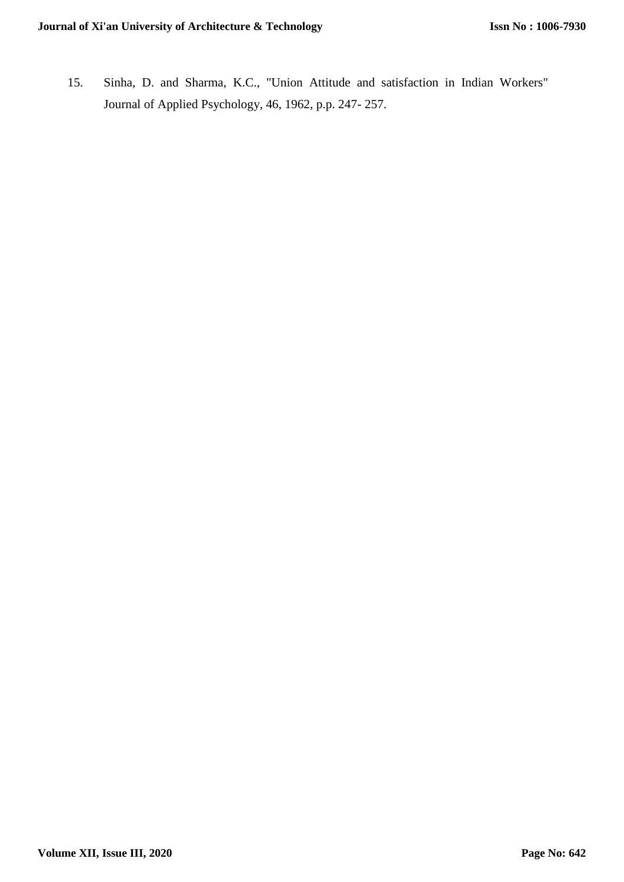15. Sinha, D. and Sharma, K.C., "Union Attitude and satisfaction in Indian Workers" Journal of Applied Psychology, 46, 1962, p.p. 247- 257.